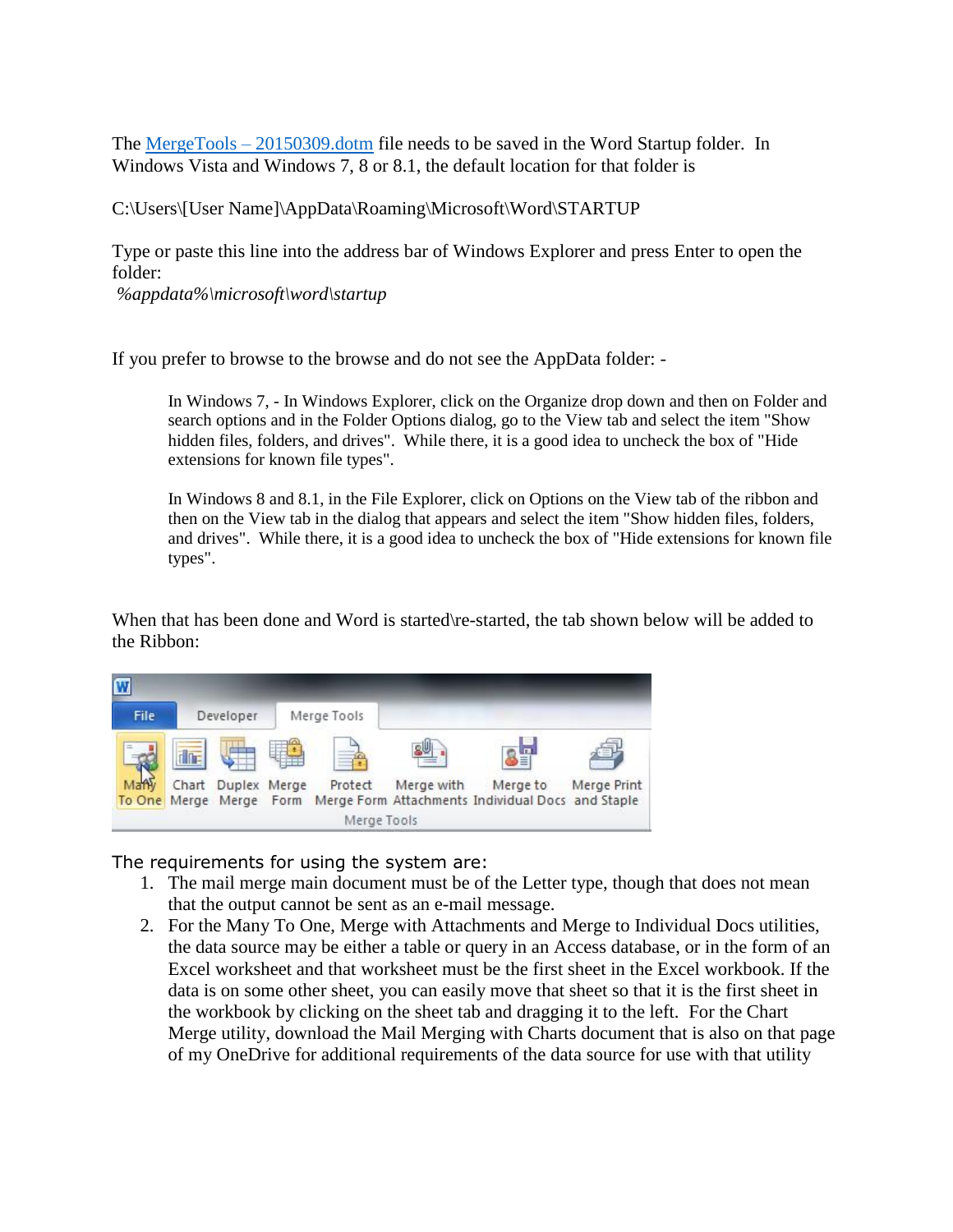The MergeTools – 20150309.dotm file needs to be saved in the Word Startup folder. In Windows Vista and Windows 7, 8 or 8.1, the default location for that folder is

C:\Users\[User Name]\AppData\Roaming\Microsoft\Word\STARTUP

Type or paste this line into the address bar of Windows Explorer and press Enter to open the folder:

*%appdata%\microsoft\word\startup*

If you prefer to browse to the browse and do not see the AppData folder: -

> In Windows 7, - In Windows Explorer, click on the Organize drop down and then on Folder and search options and in the Folder Options dialog, go to the View tab and select the item "Show hidden files, folders, and drives". While there, it is a good idea to uncheck the box of "Hide extensions for known file types".
>
> In Windows 8 and 8.1, in the File Explorer, click on Options on the View tab of the ribbon and then on the View tab in the dialog that appears and select the item "Show hidden files, folders, and drives". While there, it is a good idea to uncheck the box of "Hide extensions for known file types".

When that has been done and Word is started\re-started, the tab shown below will be added to the Ribbon:

File | Developer | Merge Tools

Many To One | Chart Merge | Duplex Merge | Merge Form | Protect Merge Form | Merge with Attachments | Merge to Individual Docs | Merge Print and Staple

Merge Tools

The requirements for using the system are:

1. The mail merge main document must be of the Letter type, though that does not mean that the output cannot be sent as an e-mail message.
2. For the Many To One, Merge with Attachments and Merge to Individual Docs utilities, the data source may be either a table or query in an Access database, or in the form of an Excel worksheet and that worksheet must be the first sheet in the Excel workbook. If the data is on some other sheet, you can easily move that sheet so that it is the first sheet in the workbook by clicking on the sheet tab and dragging it to the left. For the Chart Merge utility, download the Mail Merging with Charts document that is also on that page of my OneDrive for additional requirements of the data source for use with that utility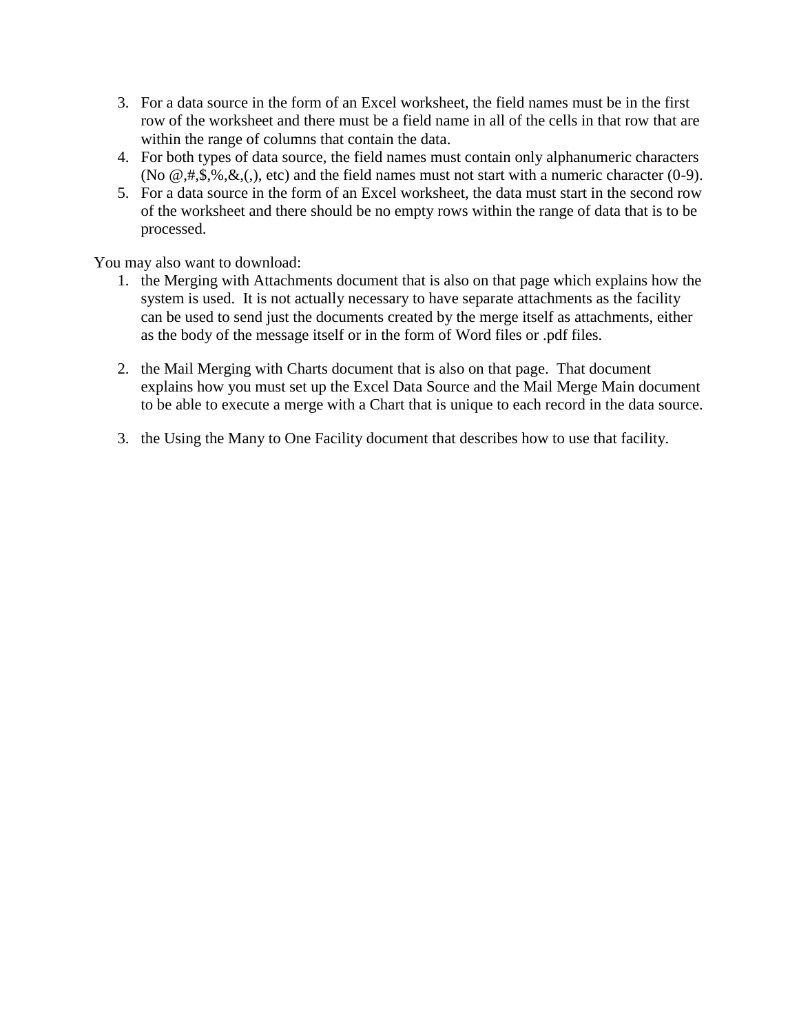3. For a data source in the form of an Excel worksheet, the field names must be in the first row of the worksheet and there must be a field name in all of the cells in that row that are within the range of columns that contain the data.
4. For both types of data source, the field names must contain only alphanumeric characters (No @,#,$,%,&,(,), etc) and the field names must not start with a numeric character (0-9).
5. For a data source in the form of an Excel worksheet, the data must start in the second row of the worksheet and there should be no empty rows within the range of data that is to be processed.

You may also want to download:

1. the Merging with Attachments document that is also on that page which explains how the system is used. It is not actually necessary to have separate attachments as the facility can be used to send just the documents created by the merge itself as attachments, either as the body of the message itself or in the form of Word files or .pdf files.

2. the Mail Merging with Charts document that is also on that page. That document explains how you must set up the Excel Data Source and the Mail Merge Main document to be able to execute a merge with a Chart that is unique to each record in the data source.

3. the Using the Many to One Facility document that describes how to use that facility.